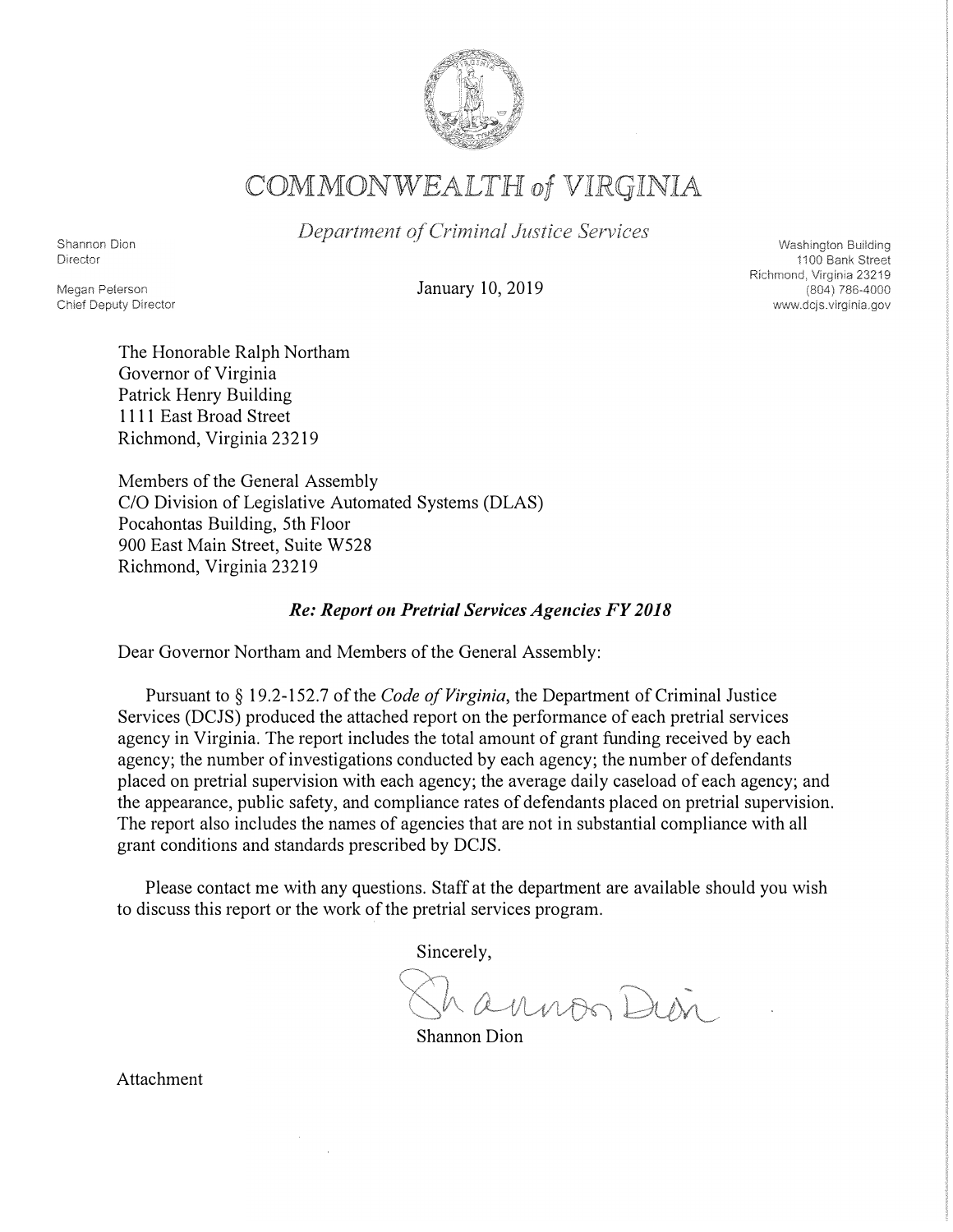# COMMONWEALTH of VIRGINIA

*Department of Criminal Justice Services*

Shannon Dion
Director

Megan Peterson
Chief Deputy Director

January 10, 2019

Washington Building
1100 Bank Street
Richmond, Virginia 23219
(804) 786-4000
www.dcjs.virginia.gov

The Honorable Ralph Northam
Governor of Virginia
Patrick Henry Building
1111 East Broad Street
Richmond, Virginia 23219

Members of the General Assembly
C/O Division of Legislative Automated Systems (DLAS)
Pocahontas Building, 5th Floor
900 East Main Street, Suite W528
Richmond, Virginia 23219

***Re: Report on Pretrial Services Agencies FY 2018***

Dear Governor Northam and Members of the General Assembly:

Pursuant to § 19.2-152.7 of the *Code of Virginia*, the Department of Criminal Justice Services (DCJS) produced the attached report on the performance of each pretrial services agency in Virginia. The report includes the total amount of grant funding received by each agency; the number of investigations conducted by each agency; the number of defendants placed on pretrial supervision with each agency; the average daily caseload of each agency; and the appearance, public safety, and compliance rates of defendants placed on pretrial supervision. The report also includes the names of agencies that are not in substantial compliance with all grant conditions and standards prescribed by DCJS.

Please contact me with any questions. Staff at the department are available should you wish to discuss this report or the work of the pretrial services program.

Sincerely,

Shannon Dion

Attachment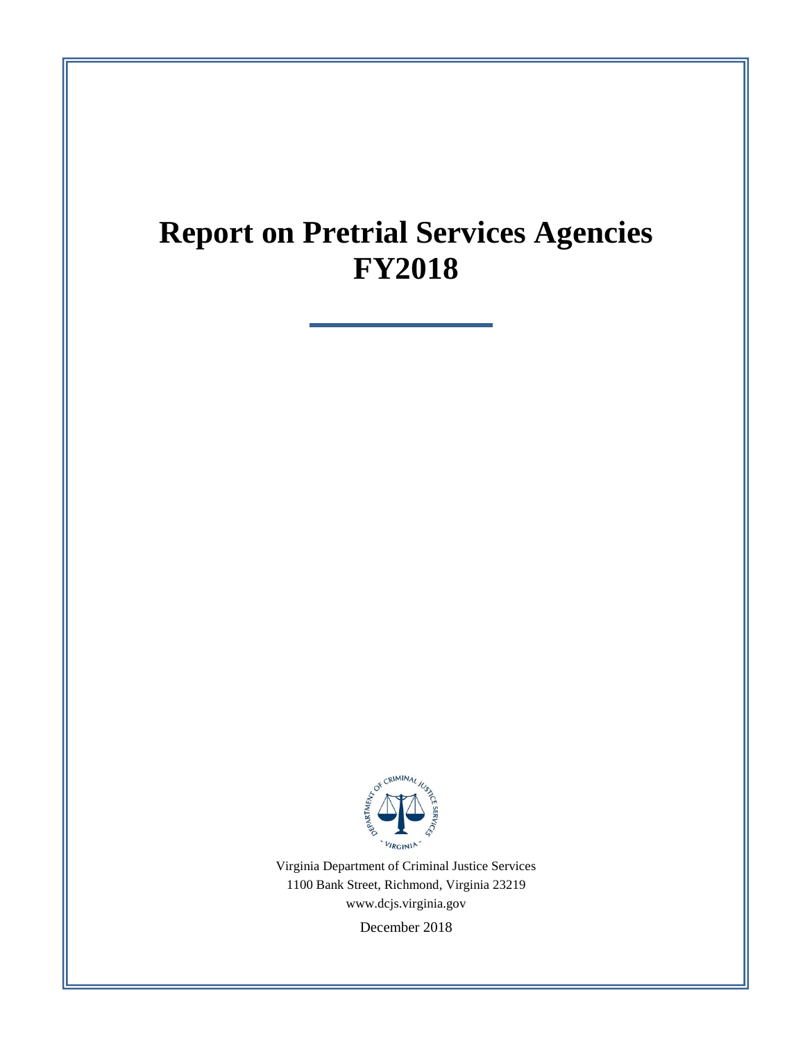# Report on Pretrial Services Agencies FY2018

Virginia Department of Criminal Justice Services
1100 Bank Street, Richmond, Virginia 23219
www.dcjs.virginia.gov

December 2018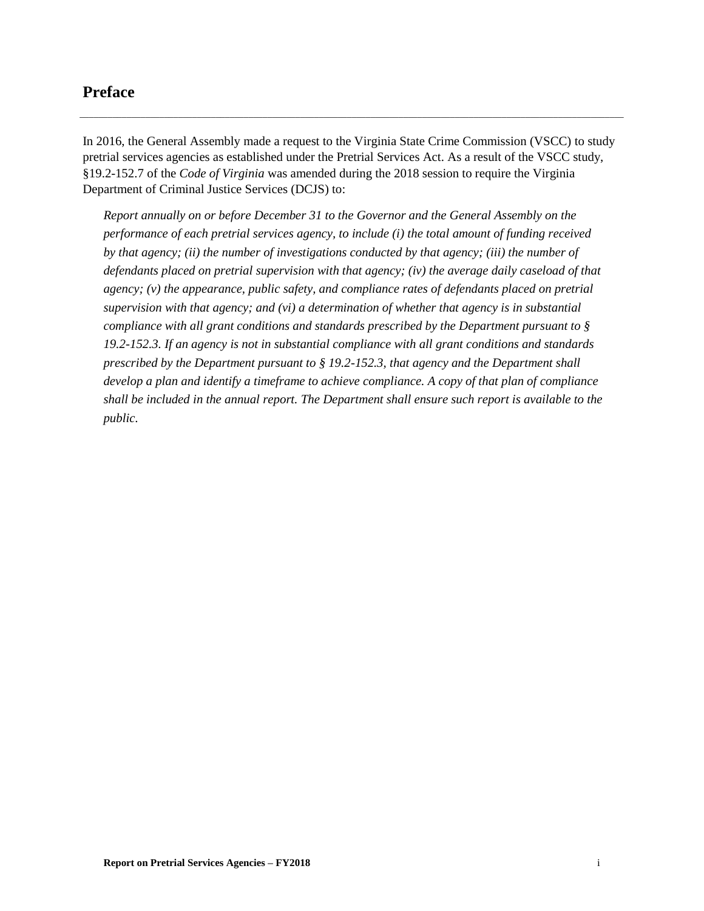## Preface

---

In 2016, the General Assembly made a request to the Virginia State Crime Commission (VSCC) to study pretrial services agencies as established under the Pretrial Services Act. As a result of the VSCC study, §19.2-152.7 of the *Code of Virginia* was amended during the 2018 session to require the Virginia Department of Criminal Justice Services (DCJS) to:

> *Report annually on or before December 31 to the Governor and the General Assembly on the performance of each pretrial services agency, to include (i) the total amount of funding received by that agency; (ii) the number of investigations conducted by that agency; (iii) the number of defendants placed on pretrial supervision with that agency; (iv) the average daily caseload of that agency; (v) the appearance, public safety, and compliance rates of defendants placed on pretrial supervision with that agency; and (vi) a determination of whether that agency is in substantial compliance with all grant conditions and standards prescribed by the Department pursuant to § 19.2-152.3. If an agency is not in substantial compliance with all grant conditions and standards prescribed by the Department pursuant to § 19.2-152.3, that agency and the Department shall develop a plan and identify a timeframe to achieve compliance. A copy of that plan of compliance shall be included in the annual report. The Department shall ensure such report is available to the public.*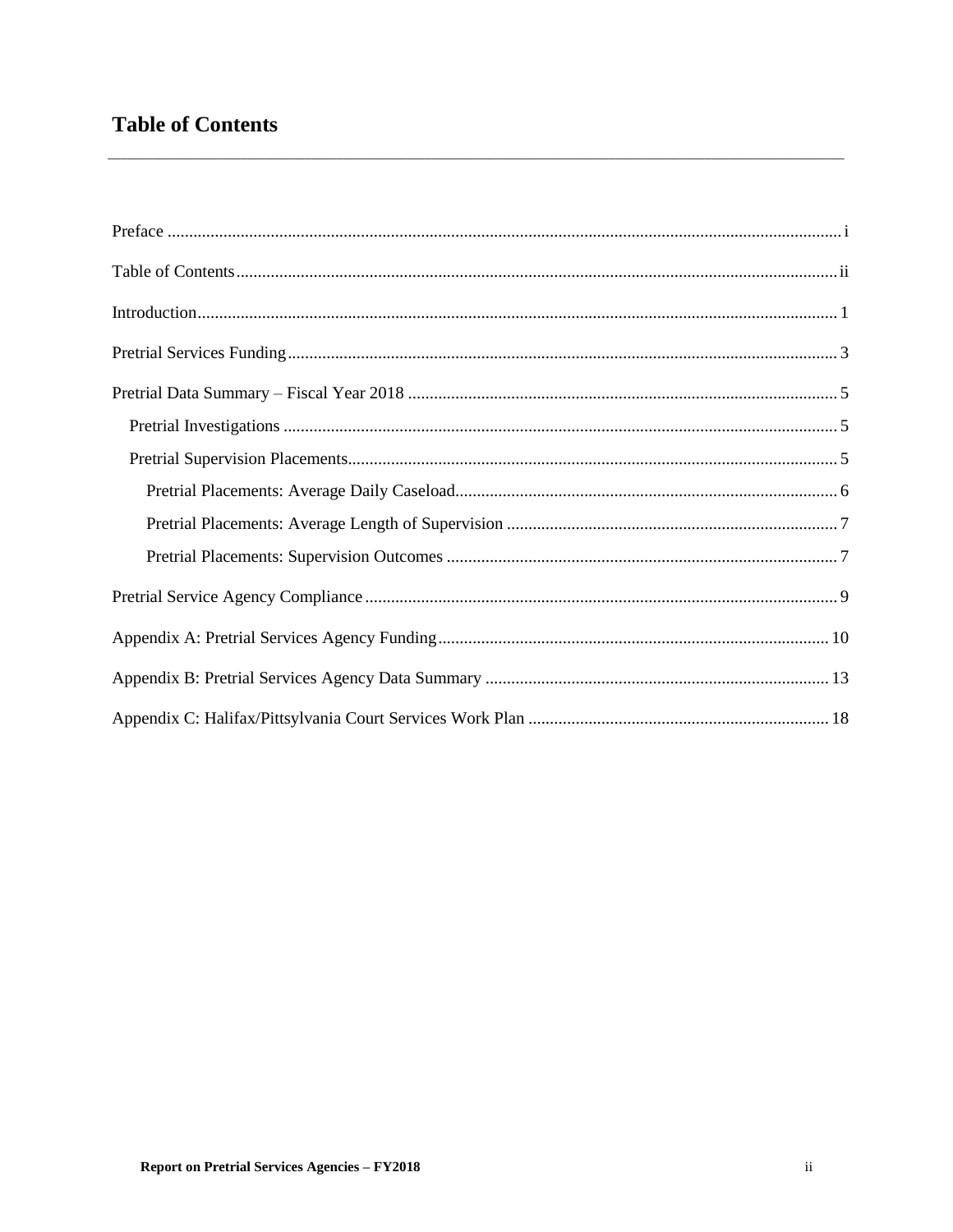# Table of Contents

Preface .......... i

Table of Contents .......... ii

Introduction .......... 1

Pretrial Services Funding .......... 3

Pretrial Data Summary – Fiscal Year 2018 .......... 5

- Pretrial Investigations .......... 5
- Pretrial Supervision Placements .......... 5
  - Pretrial Placements: Average Daily Caseload .......... 6
  - Pretrial Placements: Average Length of Supervision .......... 7
  - Pretrial Placements: Supervision Outcomes .......... 7

Pretrial Service Agency Compliance .......... 9

Appendix A: Pretrial Services Agency Funding .......... 10

Appendix B: Pretrial Services Agency Data Summary .......... 13

Appendix C: Halifax/Pittsylvania Court Services Work Plan .......... 18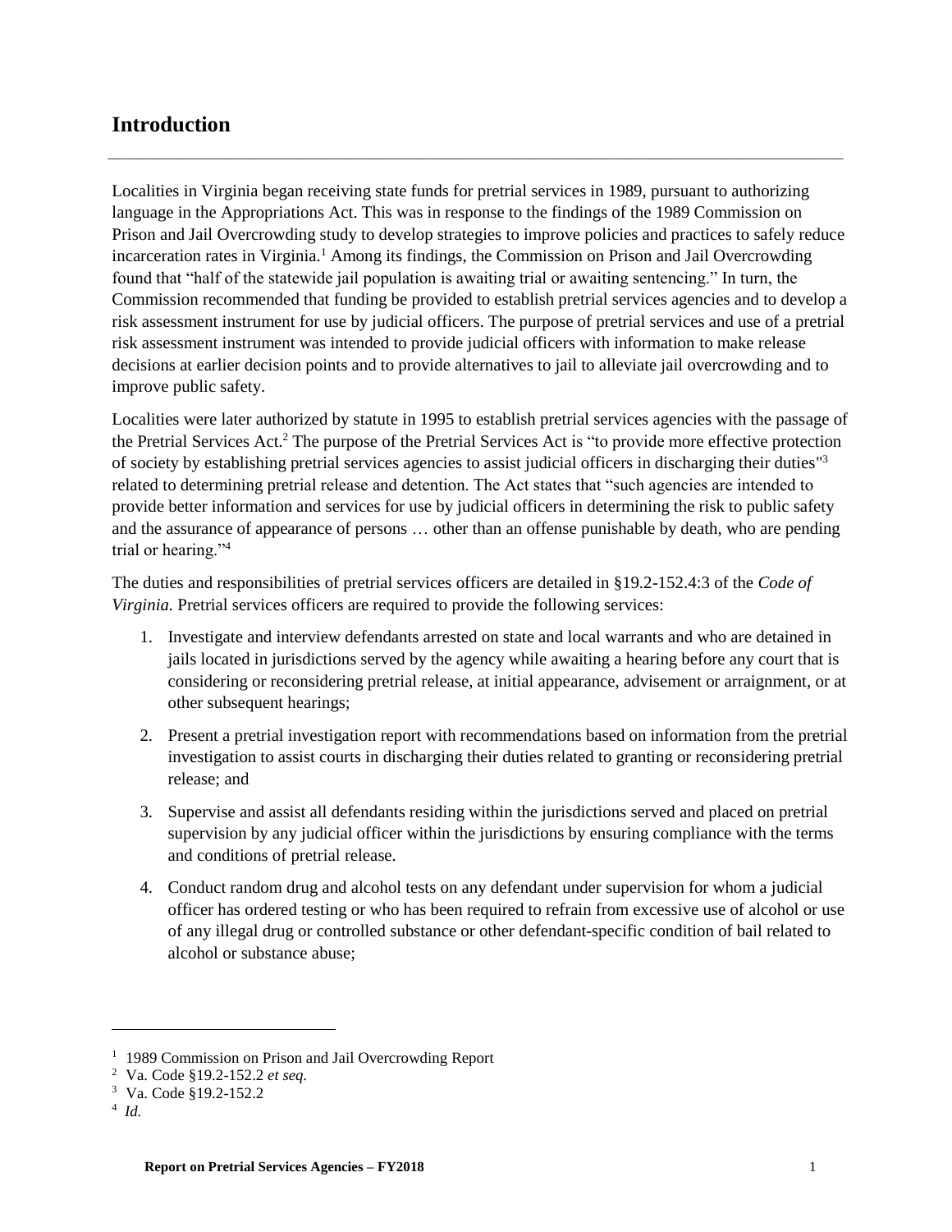## Introduction

Localities in Virginia began receiving state funds for pretrial services in 1989, pursuant to authorizing language in the Appropriations Act. This was in response to the findings of the 1989 Commission on Prison and Jail Overcrowding study to develop strategies to improve policies and practices to safely reduce incarceration rates in Virginia.[1] Among its findings, the Commission on Prison and Jail Overcrowding found that "half of the statewide jail population is awaiting trial or awaiting sentencing." In turn, the Commission recommended that funding be provided to establish pretrial services agencies and to develop a risk assessment instrument for use by judicial officers. The purpose of pretrial services and use of a pretrial risk assessment instrument was intended to provide judicial officers with information to make release decisions at earlier decision points and to provide alternatives to jail to alleviate jail overcrowding and to improve public safety.

Localities were later authorized by statute in 1995 to establish pretrial services agencies with the passage of the Pretrial Services Act.[2] The purpose of the Pretrial Services Act is "to provide more effective protection of society by establishing pretrial services agencies to assist judicial officers in discharging their duties"[3] related to determining pretrial release and detention. The Act states that "such agencies are intended to provide better information and services for use by judicial officers in determining the risk to public safety and the assurance of appearance of persons … other than an offense punishable by death, who are pending trial or hearing."[4]

The duties and responsibilities of pretrial services officers are detailed in §19.2-152.4:3 of the *Code of Virginia.* Pretrial services officers are required to provide the following services:

1. Investigate and interview defendants arrested on state and local warrants and who are detained in jails located in jurisdictions served by the agency while awaiting a hearing before any court that is considering or reconsidering pretrial release, at initial appearance, advisement or arraignment, or at other subsequent hearings;
2. Present a pretrial investigation report with recommendations based on information from the pretrial investigation to assist courts in discharging their duties related to granting or reconsidering pretrial release; and
3. Supervise and assist all defendants residing within the jurisdictions served and placed on pretrial supervision by any judicial officer within the jurisdictions by ensuring compliance with the terms and conditions of pretrial release.
4. Conduct random drug and alcohol tests on any defendant under supervision for whom a judicial officer has ordered testing or who has been required to refrain from excessive use of alcohol or use of any illegal drug or controlled substance or other defendant-specific condition of bail related to alcohol or substance abuse;

---

[1] 1989 Commission on Prison and Jail Overcrowding Report

[2] Va. Code §19.2-152.2 *et seq*.

[3] Va. Code §19.2-152.2

[4] *Id.*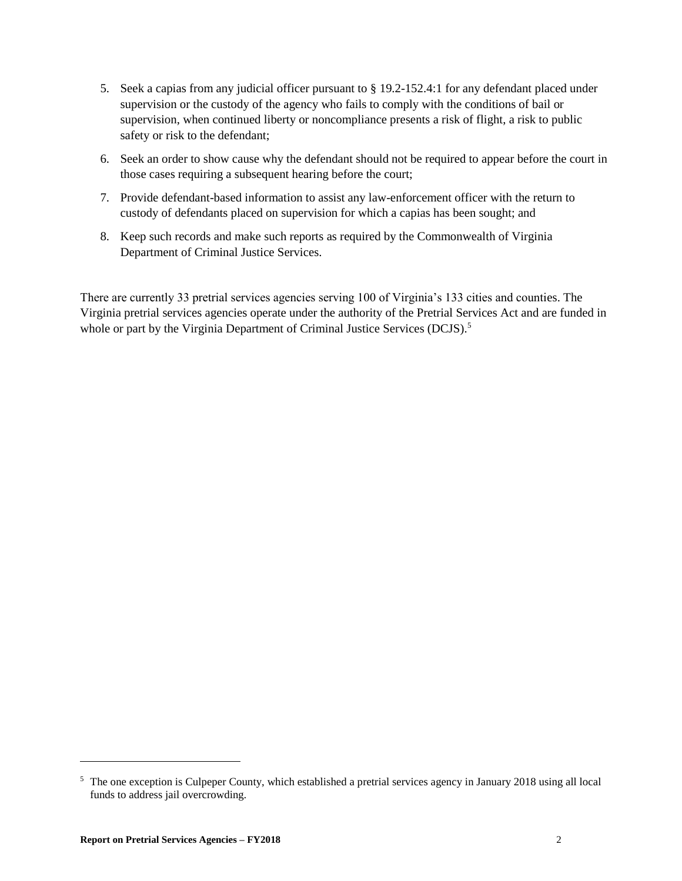5. Seek a capias from any judicial officer pursuant to § 19.2-152.4:1 for any defendant placed under supervision or the custody of the agency who fails to comply with the conditions of bail or supervision, when continued liberty or noncompliance presents a risk of flight, a risk to public safety or risk to the defendant;
6. Seek an order to show cause why the defendant should not be required to appear before the court in those cases requiring a subsequent hearing before the court;
7. Provide defendant-based information to assist any law-enforcement officer with the return to custody of defendants placed on supervision for which a capias has been sought; and
8. Keep such records and make such reports as required by the Commonwealth of Virginia Department of Criminal Justice Services.

There are currently 33 pretrial services agencies serving 100 of Virginia's 133 cities and counties. The Virginia pretrial services agencies operate under the authority of the Pretrial Services Act and are funded in whole or part by the Virginia Department of Criminal Justice Services (DCJS).[5]

[5] The one exception is Culpeper County, which established a pretrial services agency in January 2018 using all local funds to address jail overcrowding.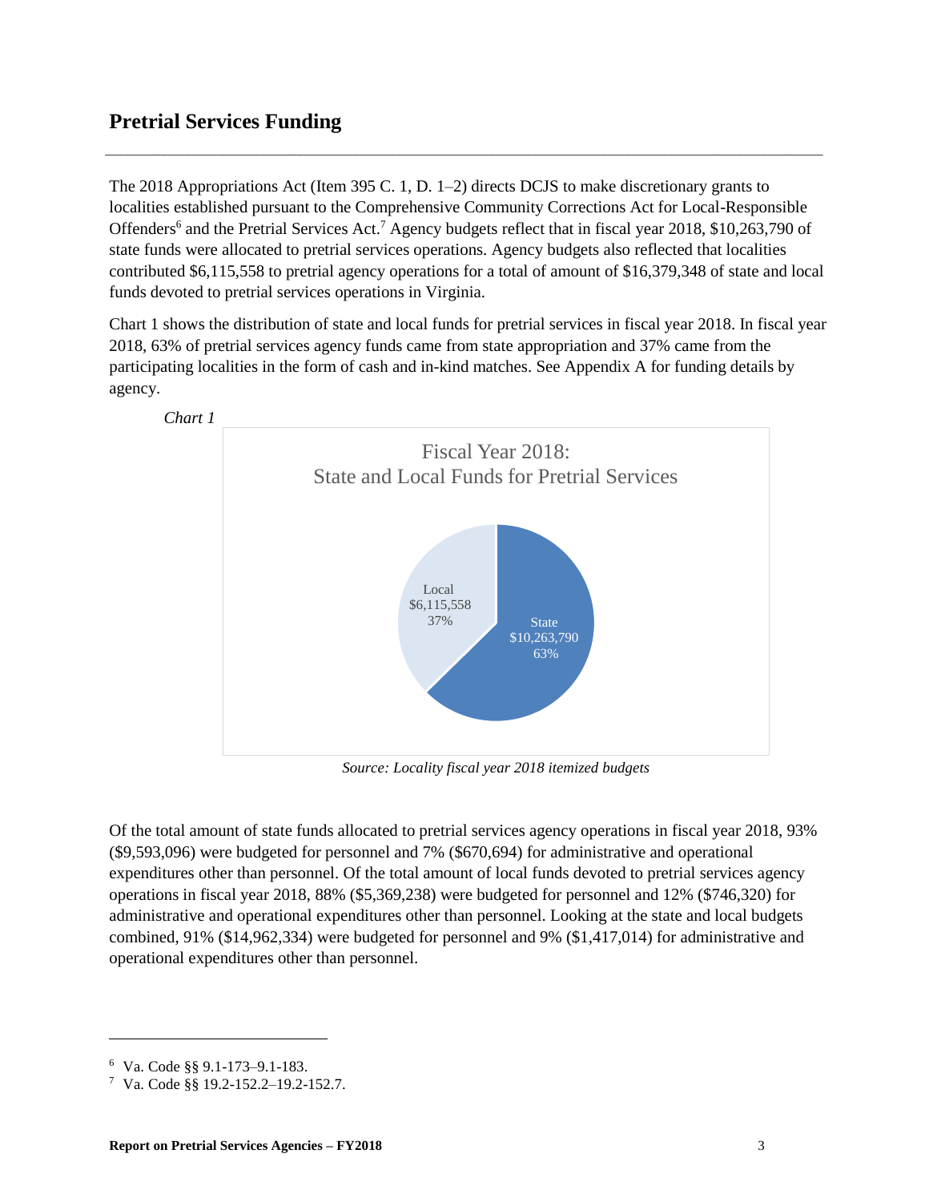## Pretrial Services Funding

The 2018 Appropriations Act (Item 395 C. 1, D. 1–2) directs DCJS to make discretionary grants to localities established pursuant to the Comprehensive Community Corrections Act for Local-Responsible Offenders[6] and the Pretrial Services Act.[7] Agency budgets reflect that in fiscal year 2018, $10,263,790 of state funds were allocated to pretrial services operations. Agency budgets also reflected that localities contributed $6,115,558 to pretrial agency operations for a total of amount of $16,379,348 of state and local funds devoted to pretrial services operations in Virginia.

Chart 1 shows the distribution of state and local funds for pretrial services in fiscal year 2018. In fiscal year 2018, 63% of pretrial services agency funds came from state appropriation and 37% came from the participating localities in the form of cash and in-kind matches. See Appendix A for funding details by agency.

*Chart 1*

Fiscal Year 2018:
State and Local Funds for Pretrial Services

Local
$6,115,558
37%

State
$10,263,790
63%

*Source: Locality fiscal year 2018 itemized budgets*

Of the total amount of state funds allocated to pretrial services agency operations in fiscal year 2018, 93% ($9,593,096) were budgeted for personnel and 7% ($670,694) for administrative and operational expenditures other than personnel. Of the total amount of local funds devoted to pretrial services agency operations in fiscal year 2018, 88% ($5,369,238) were budgeted for personnel and 12% ($746,320) for administrative and operational expenditures other than personnel. Looking at the state and local budgets combined, 91% ($14,962,334) were budgeted for personnel and 9% ($1,417,014) for administrative and operational expenditures other than personnel.

---

[6] Va. Code §§ 9.1-173–9.1-183.

[7] Va. Code §§ 19.2-152.2–19.2-152.7.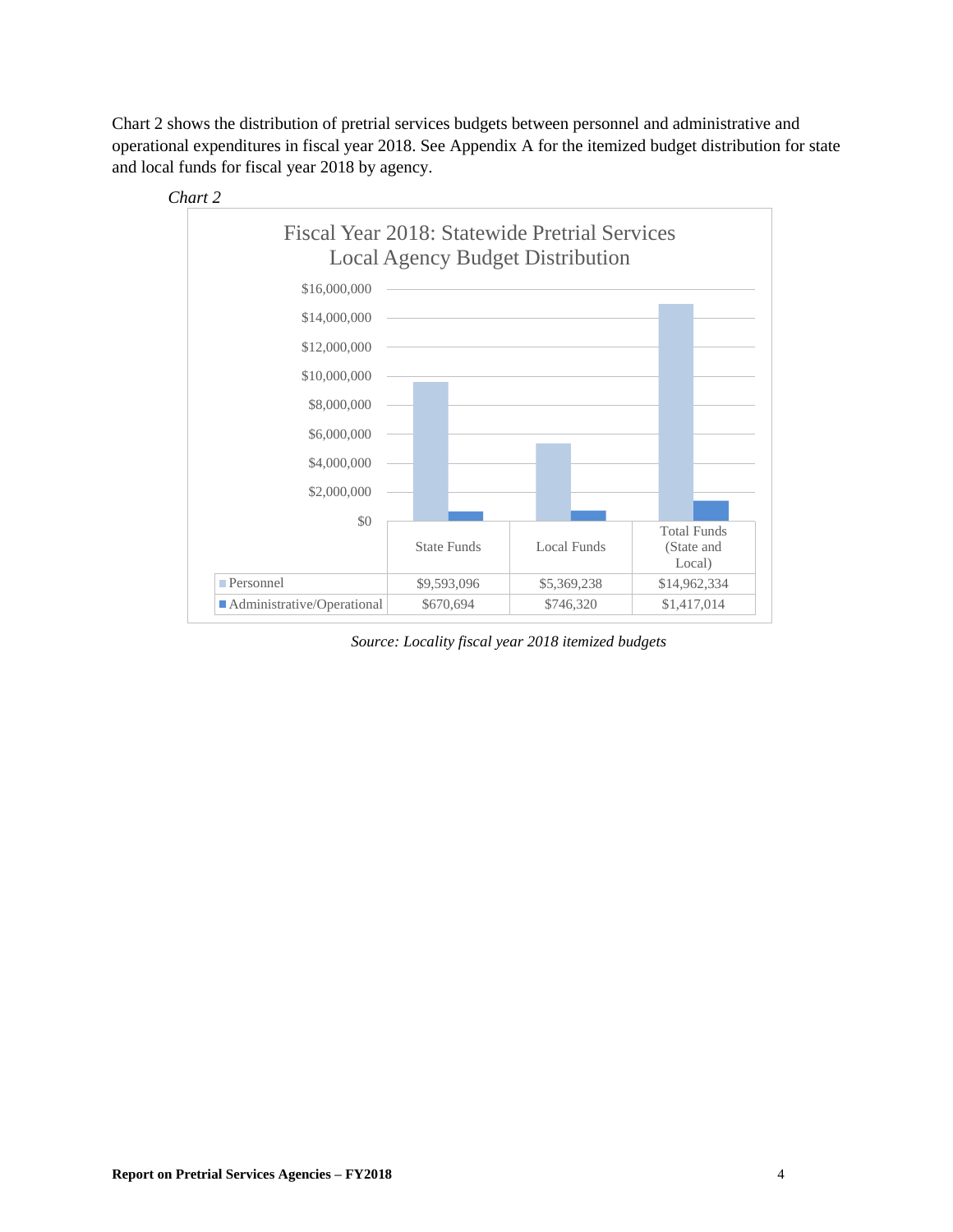Chart 2 shows the distribution of pretrial services budgets between personnel and administrative and operational expenditures in fiscal year 2018. See Appendix A for the itemized budget distribution for state and local funds for fiscal year 2018 by agency.

*Chart 2*

**Fiscal Year 2018: Statewide Pretrial Services Local Agency Budget Distribution**

| | State Funds | Local Funds | Total Funds (State and Local) |
|---|---|---|---|
| Personnel | $9,593,096 | $5,369,238 | $14,962,334 |
| Administrative/Operational | $670,694 | $746,320 | $1,417,014 |

*Source: Locality fiscal year 2018 itemized budgets*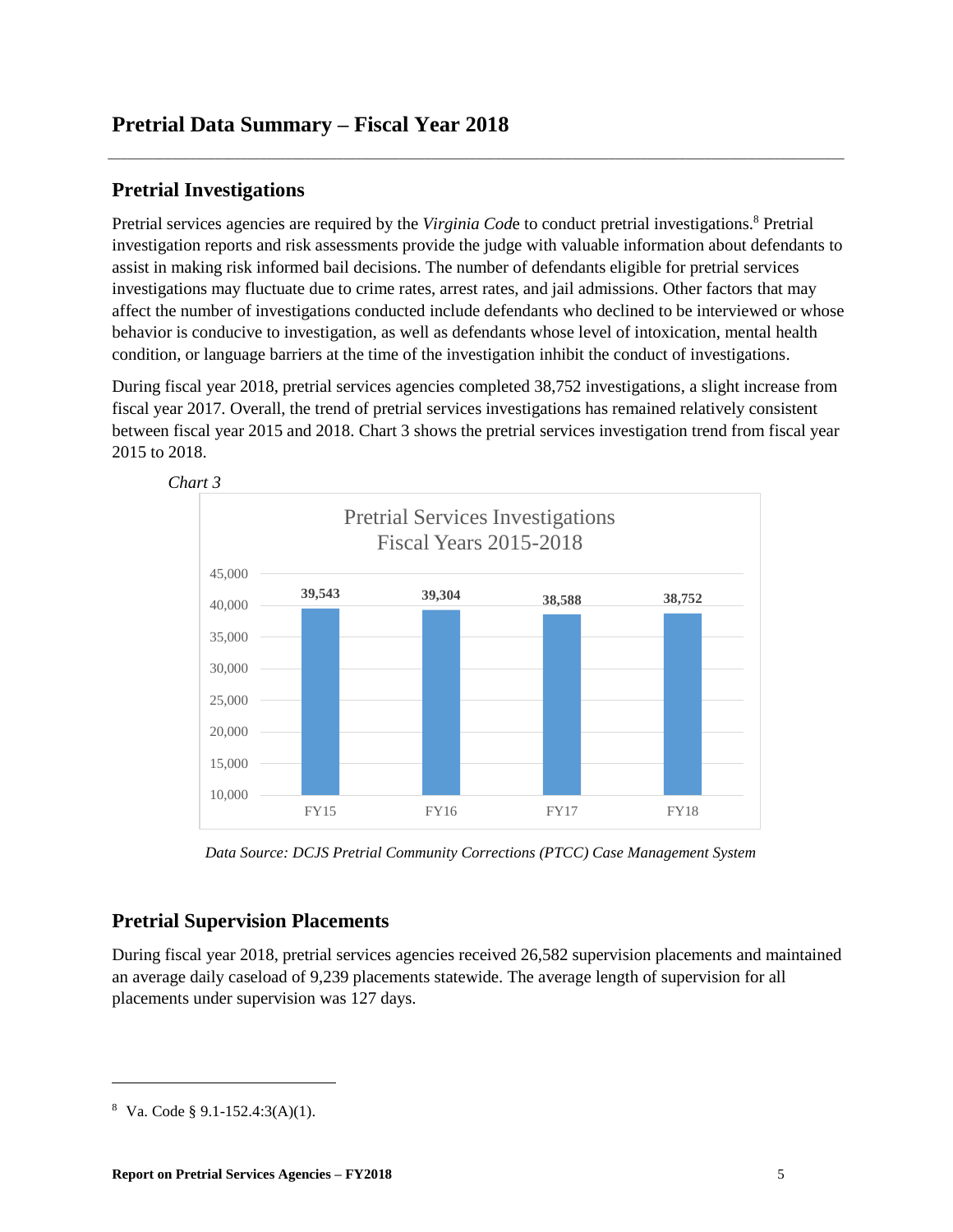# Pretrial Data Summary – Fiscal Year 2018

## Pretrial Investigations

Pretrial services agencies are required by the *Virginia Code* to conduct pretrial investigations.[8] Pretrial investigation reports and risk assessments provide the judge with valuable information about defendants to assist in making risk informed bail decisions. The number of defendants eligible for pretrial services investigations may fluctuate due to crime rates, arrest rates, and jail admissions. Other factors that may affect the number of investigations conducted include defendants who declined to be interviewed or whose behavior is conducive to investigation, as well as defendants whose level of intoxication, mental health condition, or language barriers at the time of the investigation inhibit the conduct of investigations.

During fiscal year 2018, pretrial services agencies completed 38,752 investigations, a slight increase from fiscal year 2017. Overall, the trend of pretrial services investigations has remained relatively consistent between fiscal year 2015 and 2018. Chart 3 shows the pretrial services investigation trend from fiscal year 2015 to 2018.

*Chart 3*

**Pretrial Services Investigations Fiscal Years 2015-2018**

| Fiscal Year | Investigations |
|---|---|
| FY15 | 39,543 |
| FY16 | 39,304 |
| FY17 | 38,588 |
| FY18 | 38,752 |

*Data Source: DCJS Pretrial Community Corrections (PTCC) Case Management System*

## Pretrial Supervision Placements

During fiscal year 2018, pretrial services agencies received 26,582 supervision placements and maintained an average daily caseload of 9,239 placements statewide. The average length of supervision for all placements under supervision was 127 days.

---

[8] Va. Code § 9.1-152.4:3(A)(1).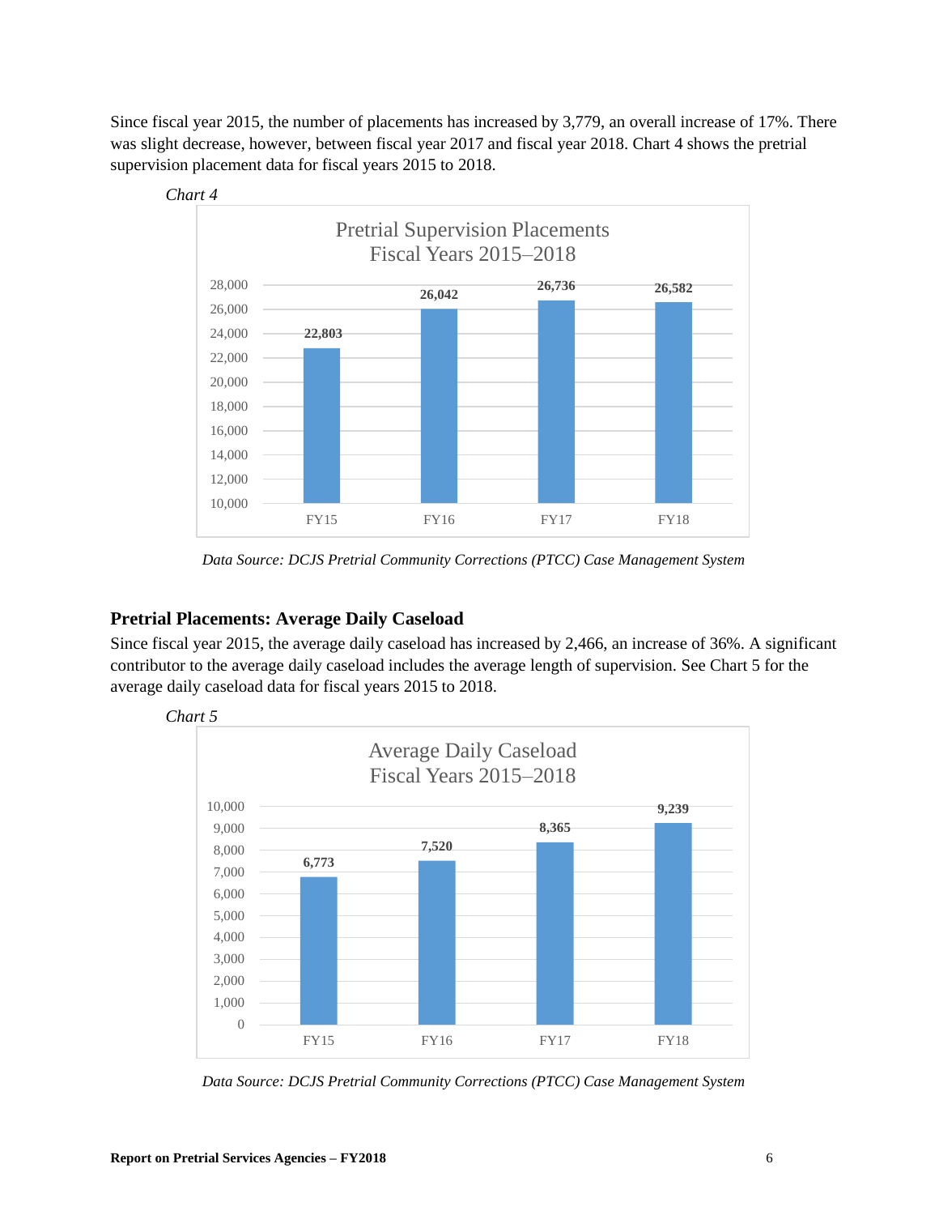Since fiscal year 2015, the number of placements has increased by 3,779, an overall increase of 17%. There was slight decrease, however, between fiscal year 2017 and fiscal year 2018. Chart 4 shows the pretrial supervision placement data for fiscal years 2015 to 2018.

*Chart 4*

**Pretrial Supervision Placements Fiscal Years 2015–2018**

| Fiscal Year | Placements |
| --- | --- |
| FY15 | 22,803 |
| FY16 | 26,042 |
| FY17 | 26,736 |
| FY18 | 26,582 |

*Data Source: DCJS Pretrial Community Corrections (PTCC) Case Management System*

### Pretrial Placements: Average Daily Caseload

Since fiscal year 2015, the average daily caseload has increased by 2,466, an increase of 36%. A significant contributor to the average daily caseload includes the average length of supervision. See Chart 5 for the average daily caseload data for fiscal years 2015 to 2018.

*Chart 5*

**Average Daily Caseload Fiscal Years 2015–2018**

| Fiscal Year | Average Daily Caseload |
| --- | --- |
| FY15 | 6,773 |
| FY16 | 7,520 |
| FY17 | 8,365 |
| FY18 | 9,239 |

*Data Source: DCJS Pretrial Community Corrections (PTCC) Case Management System*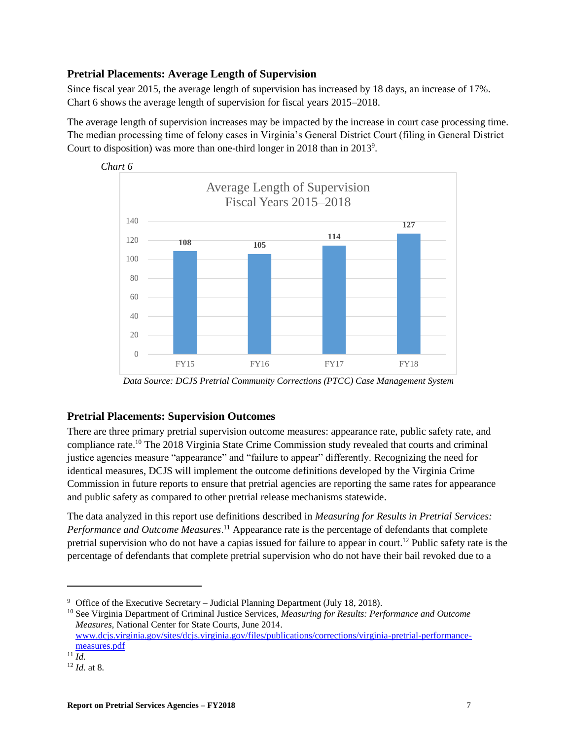## Pretrial Placements: Average Length of Supervision

Since fiscal year 2015, the average length of supervision has increased by 18 days, an increase of 17%. Chart 6 shows the average length of supervision for fiscal years 2015–2018.

The average length of supervision increases may be impacted by the increase in court case processing time. The median processing time of felony cases in Virginia's General District Court (filing in General District Court to disposition) was more than one-third longer in 2018 than in 2013[9].

*Chart 6*

Average Length of Supervision
Fiscal Years 2015–2018

| Fiscal Year | Average Length of Supervision |
|---|---|
| FY15 | 108 |
| FY16 | 105 |
| FY17 | 114 |
| FY18 | 127 |

*Data Source: DCJS Pretrial Community Corrections (PTCC) Case Management System*

## Pretrial Placements: Supervision Outcomes

There are three primary pretrial supervision outcome measures: appearance rate, public safety rate, and compliance rate.[10] The 2018 Virginia State Crime Commission study revealed that courts and criminal justice agencies measure "appearance" and "failure to appear" differently. Recognizing the need for identical measures, DCJS will implement the outcome definitions developed by the Virginia Crime Commission in future reports to ensure that pretrial agencies are reporting the same rates for appearance and public safety as compared to other pretrial release mechanisms statewide.

The data analyzed in this report use definitions described in *Measuring for Results in Pretrial Services: Performance and Outcome Measures*.[11] Appearance rate is the percentage of defendants that complete pretrial supervision who do not have a capias issued for failure to appear in court.[12] Public safety rate is the percentage of defendants that complete pretrial supervision who do not have their bail revoked due to a

---

[9] Office of the Executive Secretary – Judicial Planning Department (July 18, 2018).

[10] See Virginia Department of Criminal Justice Services, *Measuring for Results: Performance and Outcome Measures*, National Center for State Courts, June 2014. www.dcjs.virginia.gov/sites/dcjs.virginia.gov/files/publications/corrections/virginia-pretrial-performance-measures.pdf

[11] *Id.*

[12] *Id.* at 8.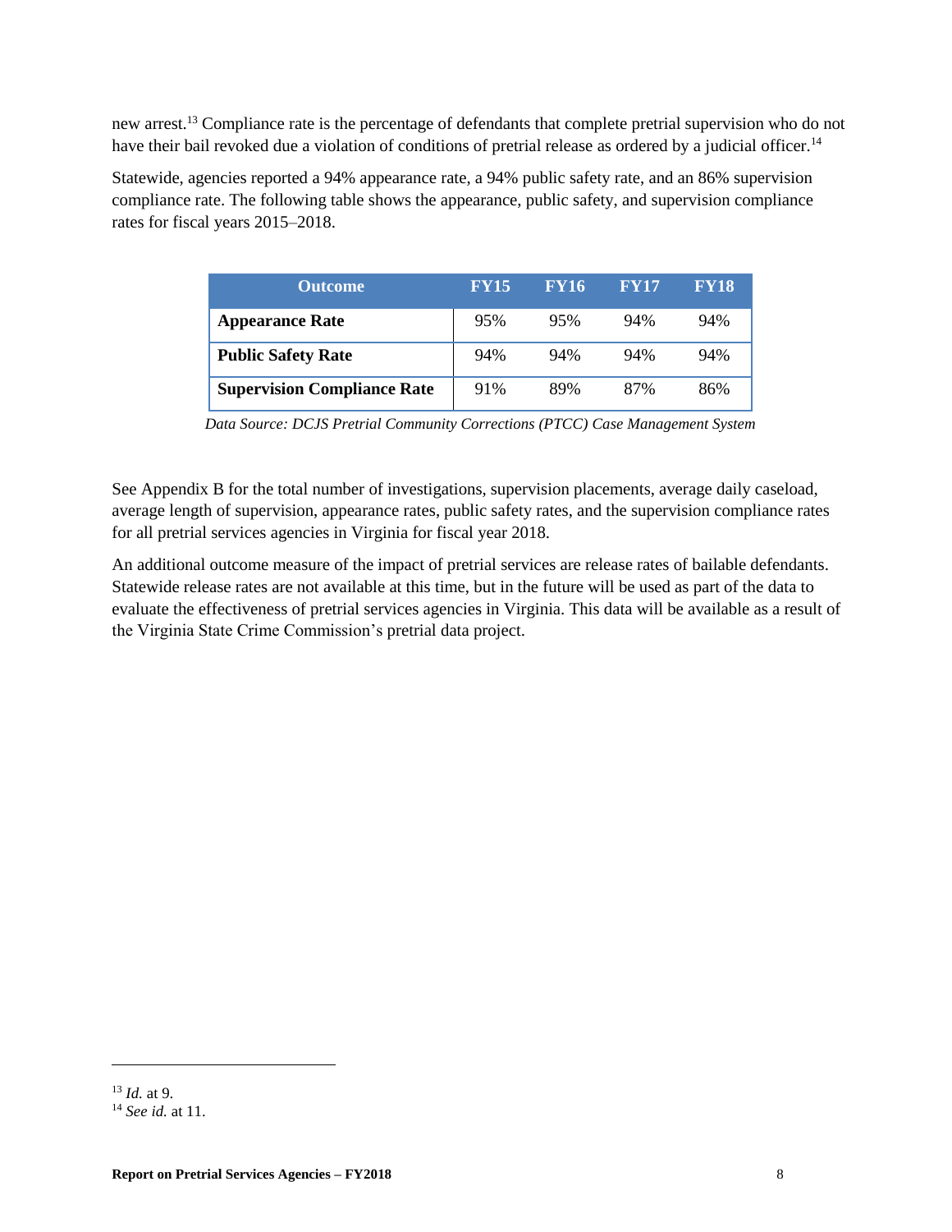new arrest.[13] Compliance rate is the percentage of defendants that complete pretrial supervision who do not have their bail revoked due a violation of conditions of pretrial release as ordered by a judicial officer.[14]

Statewide, agencies reported a 94% appearance rate, a 94% public safety rate, and an 86% supervision compliance rate. The following table shows the appearance, public safety, and supervision compliance rates for fiscal years 2015–2018.

| Outcome | FY15 | FY16 | FY17 | FY18 |
|---|---|---|---|---|
| **Appearance Rate** | 95% | 95% | 94% | 94% |
| **Public Safety Rate** | 94% | 94% | 94% | 94% |
| **Supervision Compliance Rate** | 91% | 89% | 87% | 86% |

*Data Source: DCJS Pretrial Community Corrections (PTCC) Case Management System*

See Appendix B for the total number of investigations, supervision placements, average daily caseload, average length of supervision, appearance rates, public safety rates, and the supervision compliance rates for all pretrial services agencies in Virginia for fiscal year 2018.

An additional outcome measure of the impact of pretrial services are release rates of bailable defendants. Statewide release rates are not available at this time, but in the future will be used as part of the data to evaluate the effectiveness of pretrial services agencies in Virginia. This data will be available as a result of the Virginia State Crime Commission's pretrial data project.

---

[13] *Id.* at 9.

[14] *See id.* at 11.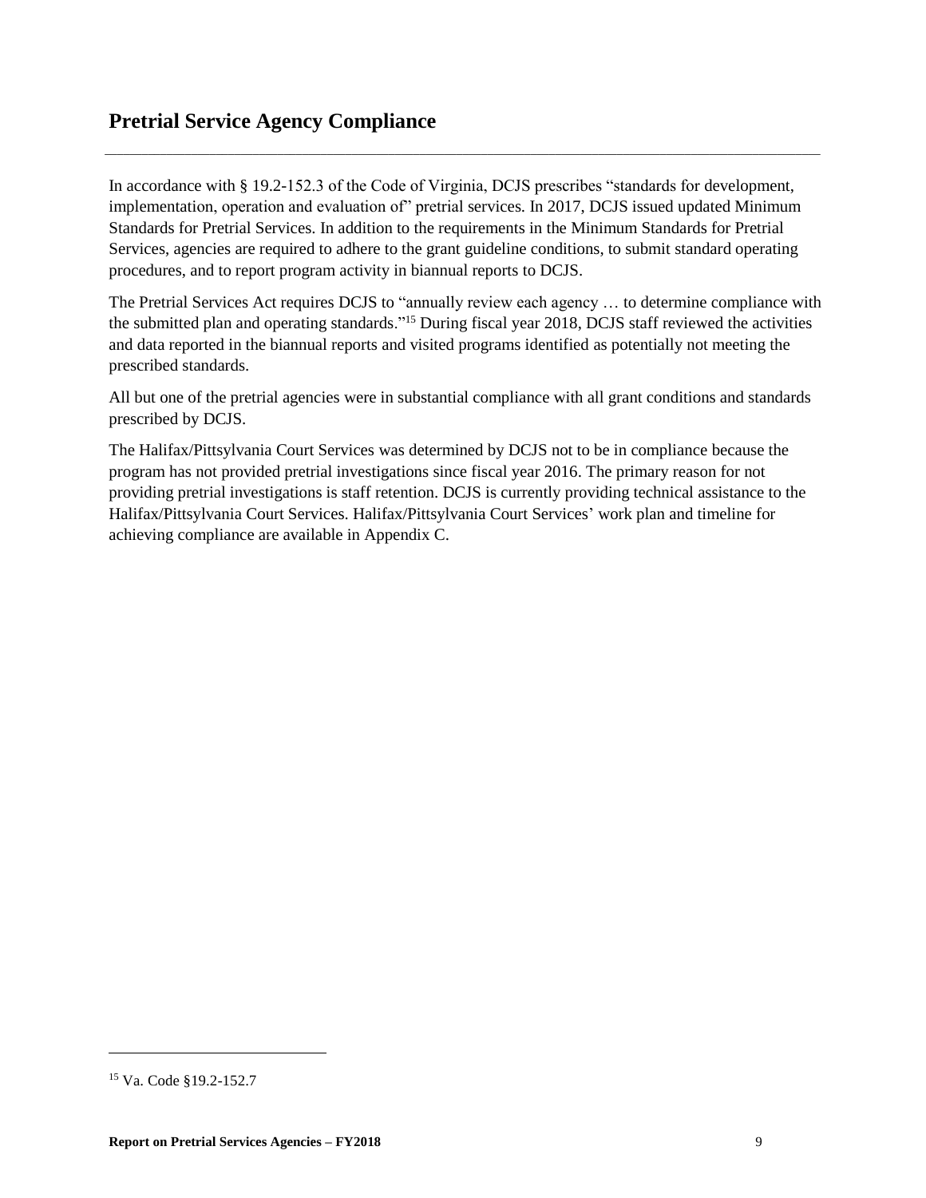## Pretrial Service Agency Compliance

In accordance with § 19.2-152.3 of the Code of Virginia, DCJS prescribes "standards for development, implementation, operation and evaluation of" pretrial services. In 2017, DCJS issued updated Minimum Standards for Pretrial Services. In addition to the requirements in the Minimum Standards for Pretrial Services, agencies are required to adhere to the grant guideline conditions, to submit standard operating procedures, and to report program activity in biannual reports to DCJS.

The Pretrial Services Act requires DCJS to "annually review each agency … to determine compliance with the submitted plan and operating standards."[15] During fiscal year 2018, DCJS staff reviewed the activities and data reported in the biannual reports and visited programs identified as potentially not meeting the prescribed standards.

All but one of the pretrial agencies were in substantial compliance with all grant conditions and standards prescribed by DCJS.

The Halifax/Pittsylvania Court Services was determined by DCJS not to be in compliance because the program has not provided pretrial investigations since fiscal year 2016. The primary reason for not providing pretrial investigations is staff retention. DCJS is currently providing technical assistance to the Halifax/Pittsylvania Court Services. Halifax/Pittsylvania Court Services' work plan and timeline for achieving compliance are available in Appendix C.

[15] Va. Code §19.2-152.7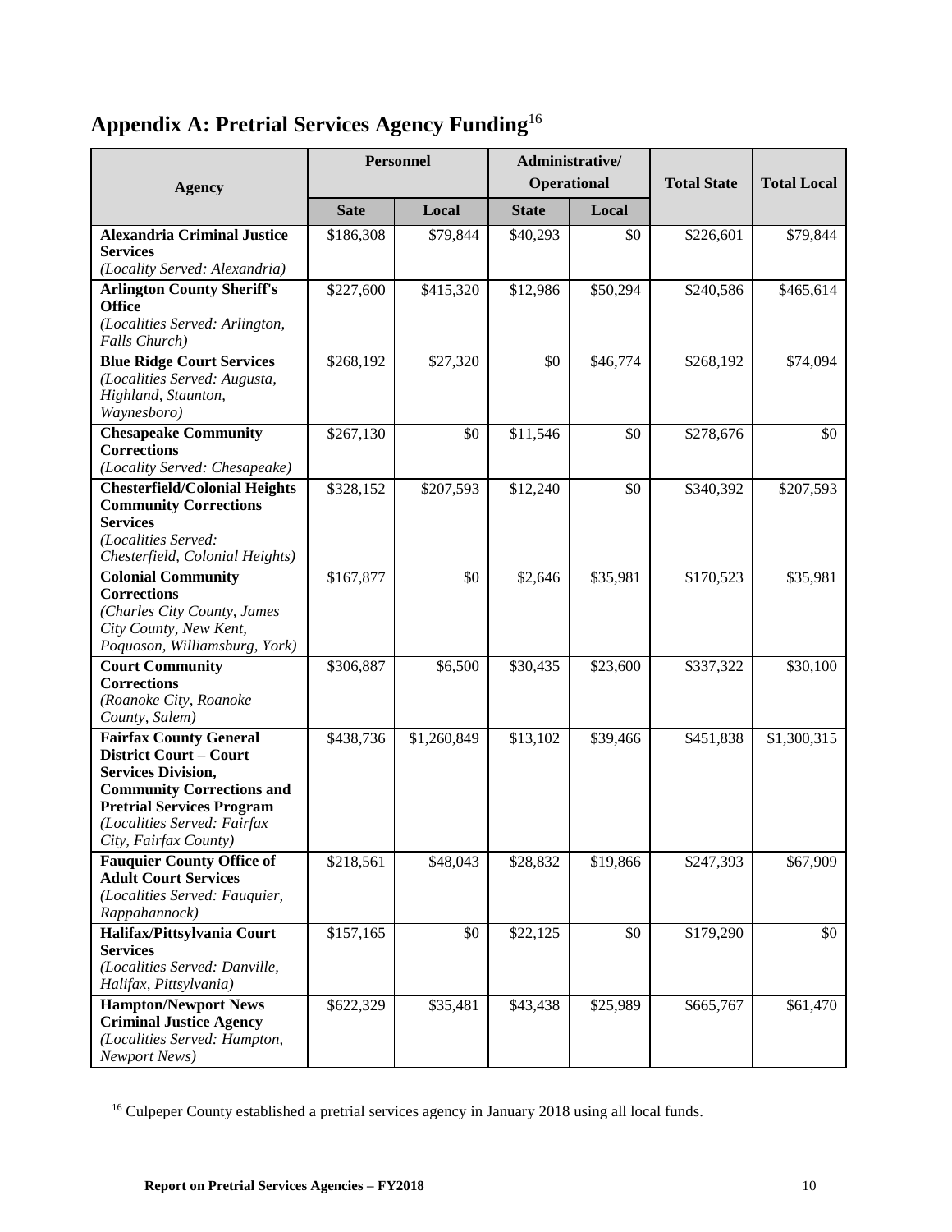# Appendix A: Pretrial Services Agency Funding[16]

| Agency | Personnel | | Administrative/ Operational | | Total State | Total Local |
|---|---|---|---|---|---|---|
| | Sate | Local | State | Local | | |
| **Alexandria Criminal Justice Services** *(Locality Served: Alexandria)* | $186,308 | $79,844 | $40,293 | $0 | $226,601 | $79,844 |
| **Arlington County Sheriff's Office** *(Localities Served: Arlington, Falls Church)* | $227,600 | $415,320 | $12,986 | $50,294 | $240,586 | $465,614 |
| **Blue Ridge Court Services** *(Localities Served: Augusta, Highland, Staunton, Waynesboro)* | $268,192 | $27,320 | $0 | $46,774 | $268,192 | $74,094 |
| **Chesapeake Community Corrections** *(Locality Served: Chesapeake)* | $267,130 | $0 | $11,546 | $0 | $278,676 | $0 |
| **Chesterfield/Colonial Heights Community Corrections Services** *(Localities Served: Chesterfield, Colonial Heights)* | $328,152 | $207,593 | $12,240 | $0 | $340,392 | $207,593 |
| **Colonial Community Corrections** *(Charles City County, James City County, New Kent, Poquoson, Williamsburg, York)* | $167,877 | $0 | $2,646 | $35,981 | $170,523 | $35,981 |
| **Court Community Corrections** *(Roanoke City, Roanoke County, Salem)* | $306,887 | $6,500 | $30,435 | $23,600 | $337,322 | $30,100 |
| **Fairfax County General District Court – Court Services Division, Community Corrections and Pretrial Services Program** *(Localities Served: Fairfax City, Fairfax County)* | $438,736 | $1,260,849 | $13,102 | $39,466 | $451,838 | $1,300,315 |
| **Fauquier County Office of Adult Court Services** *(Localities Served: Fauquier, Rappahannock)* | $218,561 | $48,043 | $28,832 | $19,866 | $247,393 | $67,909 |
| **Halifax/Pittsylvania Court Services** *(Localities Served: Danville, Halifax, Pittsylvania)* | $157,165 | $0 | $22,125 | $0 | $179,290 | $0 |
| **Hampton/Newport News Criminal Justice Agency** *(Localities Served: Hampton, Newport News)* | $622,329 | $35,481 | $43,438 | $25,989 | $665,767 | $61,470 |

[16] Culpeper County established a pretrial services agency in January 2018 using all local funds.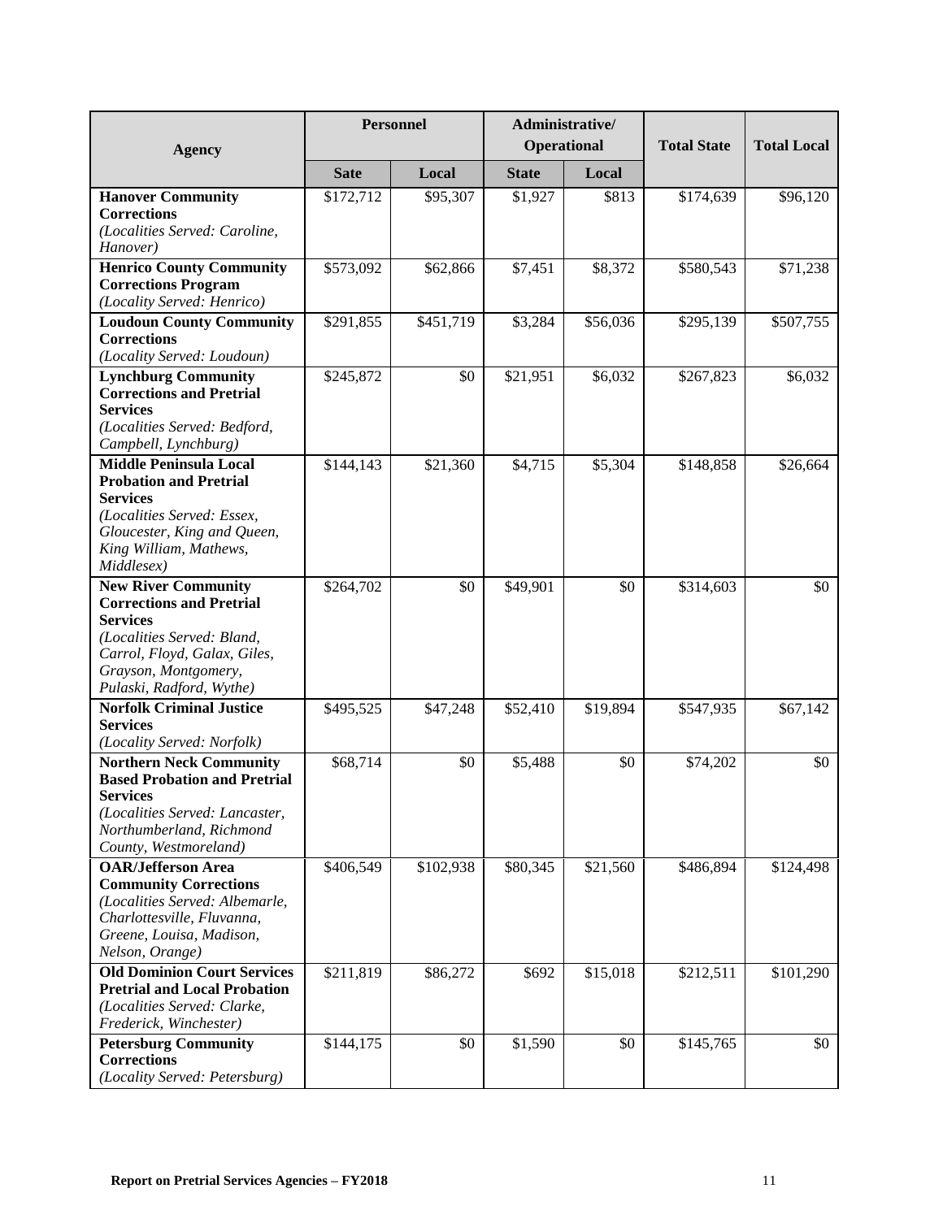| Agency | Personnel | | Administrative/ Operational | | Total State | Total Local |
|---|---|---|---|---|---|---|
| | Sate | Local | State | Local | | |
| **Hanover Community Corrections** *(Localities Served: Caroline, Hanover)* | $172,712 | $95,307 | $1,927 | $813 | $174,639 | $96,120 |
| **Henrico County Community Corrections Program** *(Locality Served: Henrico)* | $573,092 | $62,866 | $7,451 | $8,372 | $580,543 | $71,238 |
| **Loudoun County Community Corrections** *(Locality Served: Loudoun)* | $291,855 | $451,719 | $3,284 | $56,036 | $295,139 | $507,755 |
| **Lynchburg Community Corrections and Pretrial Services** *(Localities Served: Bedford, Campbell, Lynchburg)* | $245,872 | $0 | $21,951 | $6,032 | $267,823 | $6,032 |
| **Middle Peninsula Local Probation and Pretrial Services** *(Localities Served: Essex, Gloucester, King and Queen, King William, Mathews, Middlesex)* | $144,143 | $21,360 | $4,715 | $5,304 | $148,858 | $26,664 |
| **New River Community Corrections and Pretrial Services** *(Localities Served: Bland, Carrol, Floyd, Galax, Giles, Grayson, Montgomery, Pulaski, Radford, Wythe)* | $264,702 | $0 | $49,901 | $0 | $314,603 | $0 |
| **Norfolk Criminal Justice Services** *(Locality Served: Norfolk)* | $495,525 | $47,248 | $52,410 | $19,894 | $547,935 | $67,142 |
| **Northern Neck Community Based Probation and Pretrial Services** *(Localities Served: Lancaster, Northumberland, Richmond County, Westmoreland)* | $68,714 | $0 | $5,488 | $0 | $74,202 | $0 |
| **OAR/Jefferson Area Community Corrections** *(Localities Served: Albemarle, Charlottesville, Fluvanna, Greene, Louisa, Madison, Nelson, Orange)* | $406,549 | $102,938 | $80,345 | $21,560 | $486,894 | $124,498 |
| **Old Dominion Court Services Pretrial and Local Probation** *(Localities Served: Clarke, Frederick, Winchester)* | $211,819 | $86,272 | $692 | $15,018 | $212,511 | $101,290 |
| **Petersburg Community Corrections** *(Locality Served: Petersburg)* | $144,175 | $0 | $1,590 | $0 | $145,765 | $0 |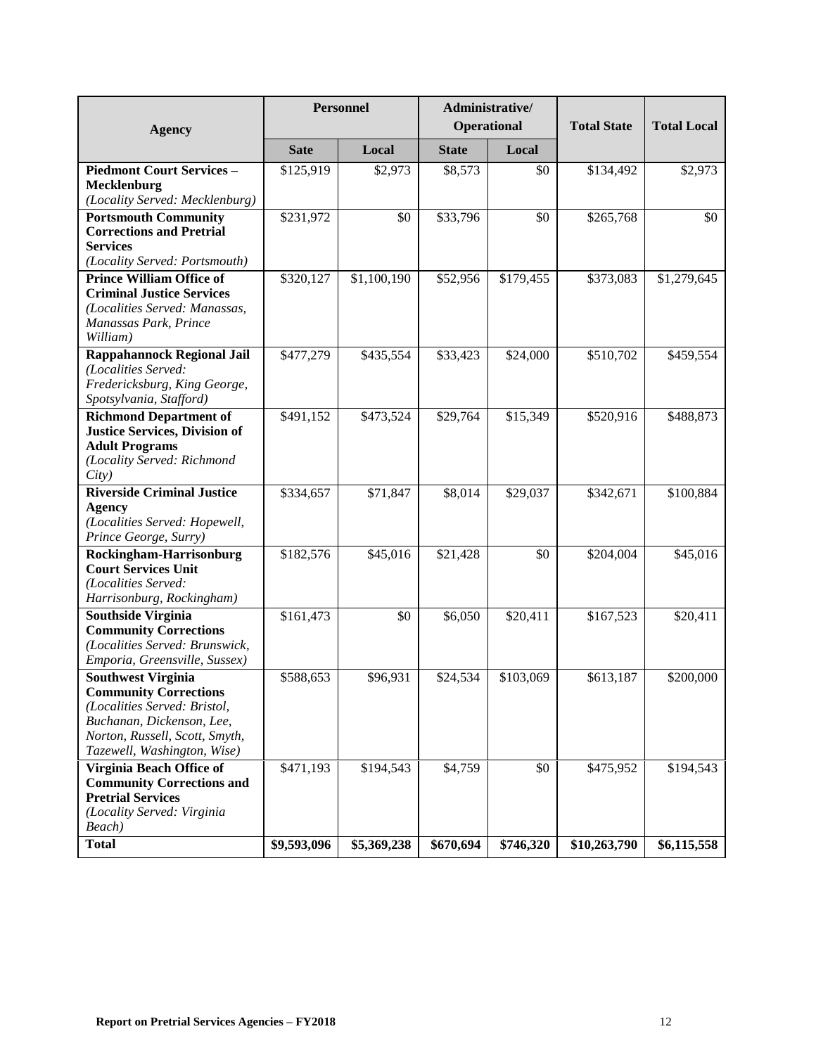| Agency | Personnel | | Administrative/ Operational | | Total State | Total Local |
|---|---|---|---|---|---|---|
| | Sate | Local | State | Local | | |
| **Piedmont Court Services – Mecklenburg** *(Locality Served: Mecklenburg)* | $125,919 | $2,973 | $8,573 | $0 | $134,492 | $2,973 |
| **Portsmouth Community Corrections and Pretrial Services** *(Locality Served: Portsmouth)* | $231,972 | $0 | $33,796 | $0 | $265,768 | $0 |
| **Prince William Office of Criminal Justice Services** *(Localities Served: Manassas, Manassas Park, Prince William)* | $320,127 | $1,100,190 | $52,956 | $179,455 | $373,083 | $1,279,645 |
| **Rappahannock Regional Jail** *(Localities Served: Fredericksburg, King George, Spotsylvania, Stafford)* | $477,279 | $435,554 | $33,423 | $24,000 | $510,702 | $459,554 |
| **Richmond Department of Justice Services, Division of Adult Programs** *(Locality Served: Richmond City)* | $491,152 | $473,524 | $29,764 | $15,349 | $520,916 | $488,873 |
| **Riverside Criminal Justice Agency** *(Localities Served: Hopewell, Prince George, Surry)* | $334,657 | $71,847 | $8,014 | $29,037 | $342,671 | $100,884 |
| **Rockingham-Harrisonburg Court Services Unit** *(Localities Served: Harrisonburg, Rockingham)* | $182,576 | $45,016 | $21,428 | $0 | $204,004 | $45,016 |
| **Southside Virginia Community Corrections** *(Localities Served: Brunswick, Emporia, Greensville, Sussex)* | $161,473 | $0 | $6,050 | $20,411 | $167,523 | $20,411 |
| **Southwest Virginia Community Corrections** *(Localities Served: Bristol, Buchanan, Dickenson, Lee, Norton, Russell, Scott, Smyth, Tazewell, Washington, Wise)* | $588,653 | $96,931 | $24,534 | $103,069 | $613,187 | $200,000 |
| **Virginia Beach Office of Community Corrections and Pretrial Services** *(Locality Served: Virginia Beach)* | $471,193 | $194,543 | $4,759 | $0 | $475,952 | $194,543 |
| **Total** | **$9,593,096** | **$5,369,238** | **$670,694** | **$746,320** | **$10,263,790** | **$6,115,558** |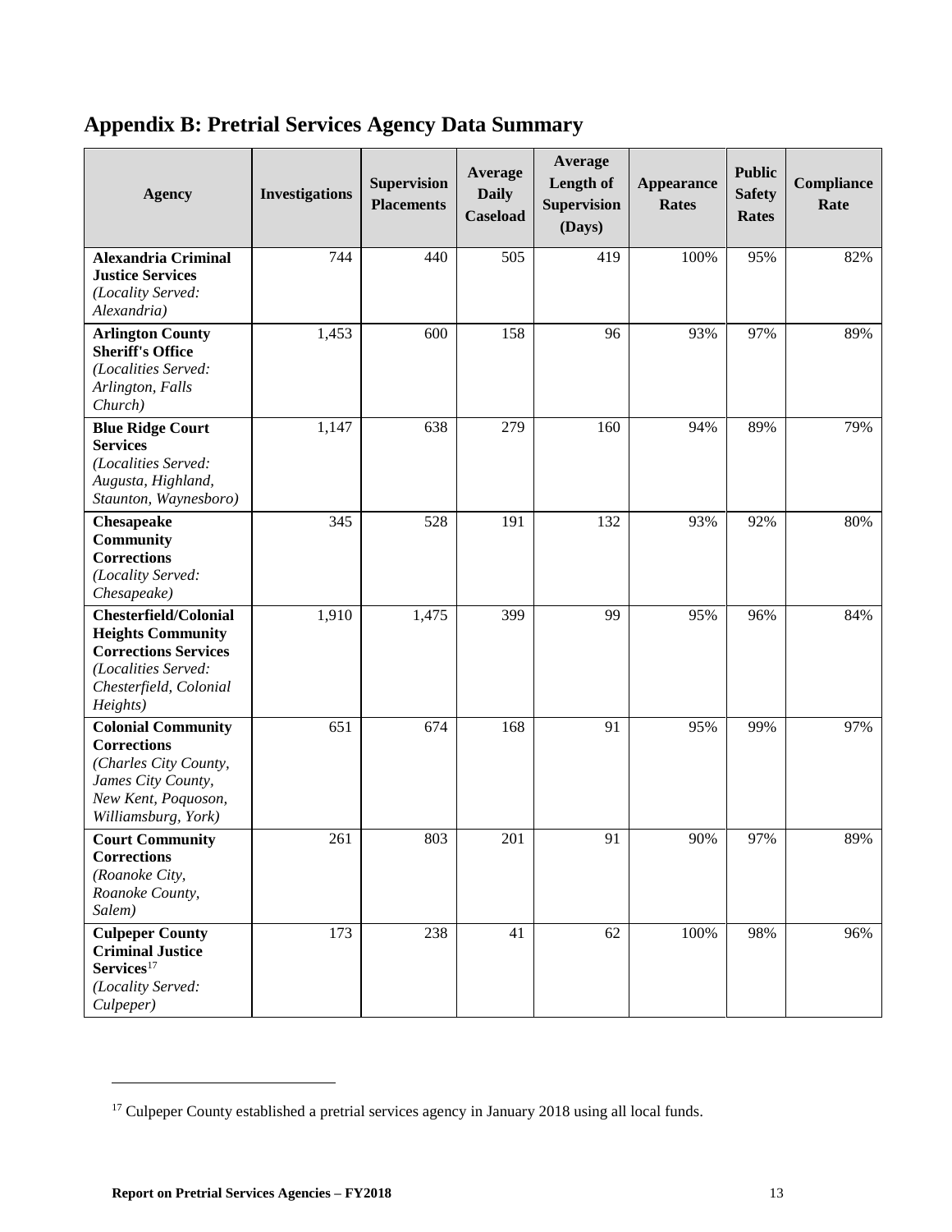## Appendix B: Pretrial Services Agency Data Summary

| Agency | Investigations | Supervision Placements | Average Daily Caseload | Average Length of Supervision (Days) | Appearance Rates | Public Safety Rates | Compliance Rate |
|---|---|---|---|---|---|---|---|
| **Alexandria Criminal Justice Services** *(Locality Served: Alexandria)* | 744 | 440 | 505 | 419 | 100% | 95% | 82% |
| **Arlington County Sheriff's Office** *(Localities Served: Arlington, Falls Church)* | 1,453 | 600 | 158 | 96 | 93% | 97% | 89% |
| **Blue Ridge Court Services** *(Localities Served: Augusta, Highland, Staunton, Waynesboro)* | 1,147 | 638 | 279 | 160 | 94% | 89% | 79% |
| **Chesapeake Community Corrections** *(Locality Served: Chesapeake)* | 345 | 528 | 191 | 132 | 93% | 92% | 80% |
| **Chesterfield/Colonial Heights Community Corrections Services** *(Localities Served: Chesterfield, Colonial Heights)* | 1,910 | 1,475 | 399 | 99 | 95% | 96% | 84% |
| **Colonial Community Corrections** *(Charles City County, James City County, New Kent, Poquoson, Williamsburg, York)* | 651 | 674 | 168 | 91 | 95% | 99% | 97% |
| **Court Community Corrections** *(Roanoke City, Roanoke County, Salem)* | 261 | 803 | 201 | 91 | 90% | 97% | 89% |
| **Culpeper County Criminal Justice Services**[17] *(Locality Served: Culpeper)* | 173 | 238 | 41 | 62 | 100% | 98% | 96% |

[17] Culpeper County established a pretrial services agency in January 2018 using all local funds.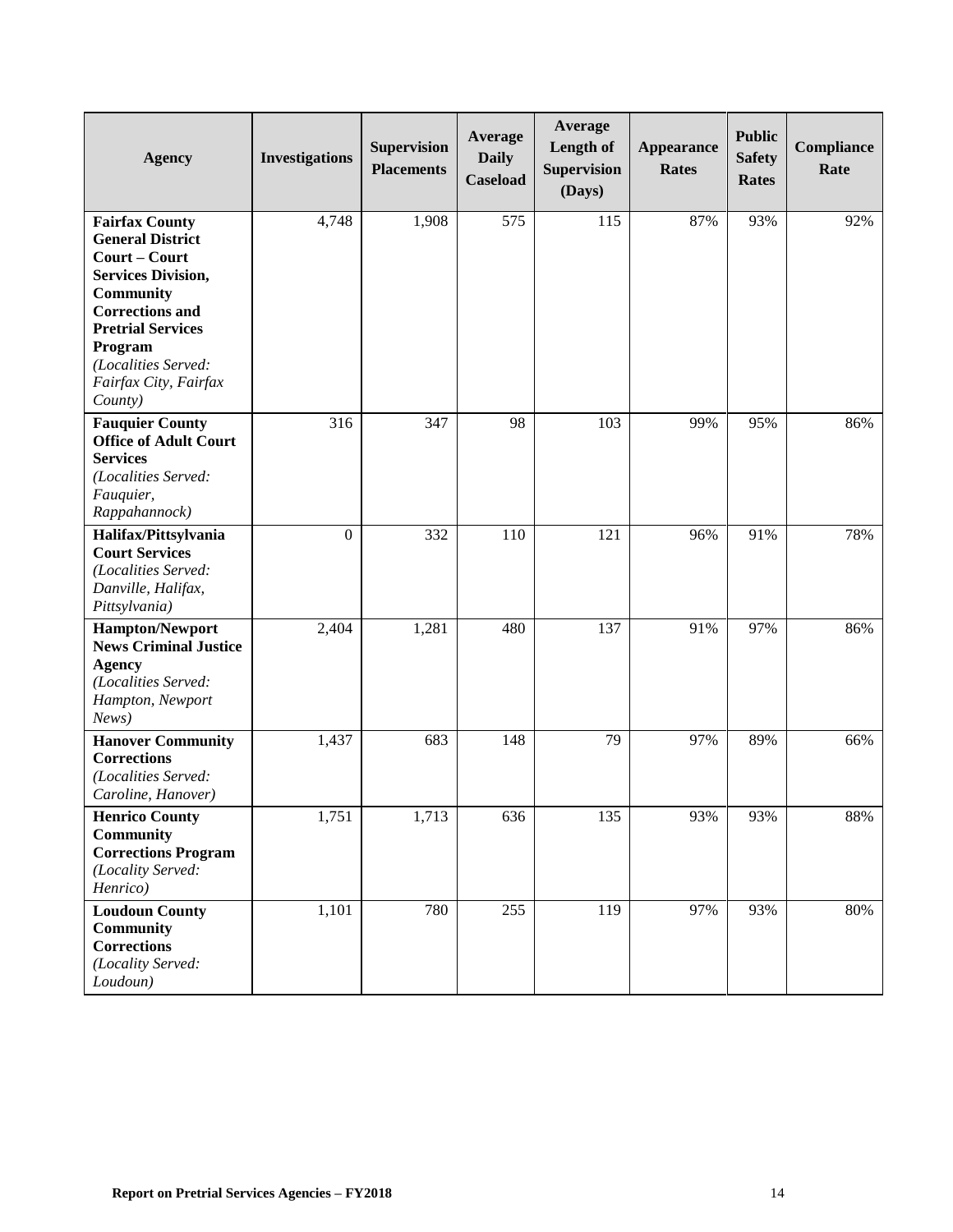| Agency | Investigations | Supervision Placements | Average Daily Caseload | Average Length of Supervision (Days) | Appearance Rates | Public Safety Rates | Compliance Rate |
|---|---|---|---|---|---|---|---|
| **Fairfax County General District Court – Court Services Division, Community Corrections and Pretrial Services Program** *(Localities Served: Fairfax City, Fairfax County)* | 4,748 | 1,908 | 575 | 115 | 87% | 93% | 92% |
| **Fauquier County Office of Adult Court Services** *(Localities Served: Fauquier, Rappahannock)* | 316 | 347 | 98 | 103 | 99% | 95% | 86% |
| **Halifax/Pittsylvania Court Services** *(Localities Served: Danville, Halifax, Pittsylvania)* | 0 | 332 | 110 | 121 | 96% | 91% | 78% |
| **Hampton/Newport News Criminal Justice Agency** *(Localities Served: Hampton, Newport News)* | 2,404 | 1,281 | 480 | 137 | 91% | 97% | 86% |
| **Hanover Community Corrections** *(Localities Served: Caroline, Hanover)* | 1,437 | 683 | 148 | 79 | 97% | 89% | 66% |
| **Henrico County Community Corrections Program** *(Locality Served: Henrico)* | 1,751 | 1,713 | 636 | 135 | 93% | 93% | 88% |
| **Loudoun County Community Corrections** *(Locality Served: Loudoun)* | 1,101 | 780 | 255 | 119 | 97% | 93% | 80% |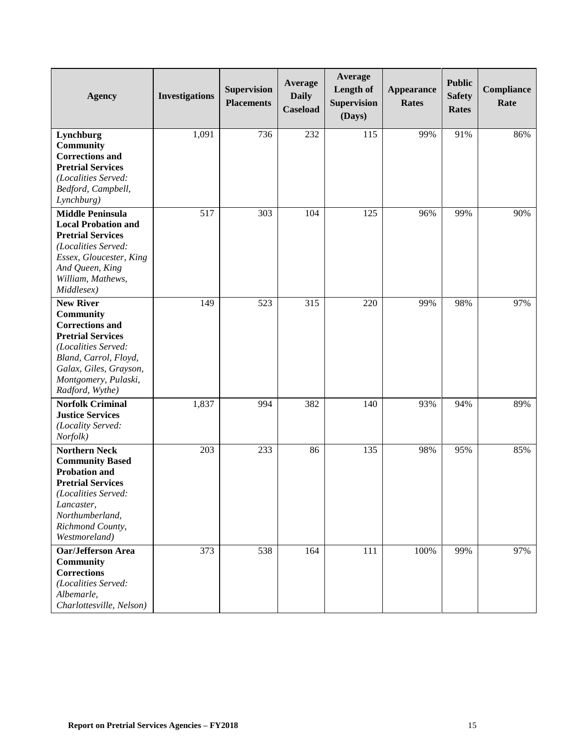| Agency | Investigations | Supervision Placements | Average Daily Caseload | Average Length of Supervision (Days) | Appearance Rates | Public Safety Rates | Compliance Rate |
|---|---|---|---|---|---|---|---|
| **Lynchburg Community Corrections and Pretrial Services** *(Localities Served: Bedford, Campbell, Lynchburg)* | 1,091 | 736 | 232 | 115 | 99% | 91% | 86% |
| **Middle Peninsula Local Probation and Pretrial Services** *(Localities Served: Essex, Gloucester, King And Queen, King William, Mathews, Middlesex)* | 517 | 303 | 104 | 125 | 96% | 99% | 90% |
| **New River Community Corrections and Pretrial Services** *(Localities Served: Bland, Carrol, Floyd, Galax, Giles, Grayson, Montgomery, Pulaski, Radford, Wythe)* | 149 | 523 | 315 | 220 | 99% | 98% | 97% |
| **Norfolk Criminal Justice Services** *(Locality Served: Norfolk)* | 1,837 | 994 | 382 | 140 | 93% | 94% | 89% |
| **Northern Neck Community Based Probation and Pretrial Services** *(Localities Served: Lancaster, Northumberland, Richmond County, Westmoreland)* | 203 | 233 | 86 | 135 | 98% | 95% | 85% |
| **Oar/Jefferson Area Community Corrections** *(Localities Served: Albemarle, Charlottesville, Nelson)* | 373 | 538 | 164 | 111 | 100% | 99% | 97% |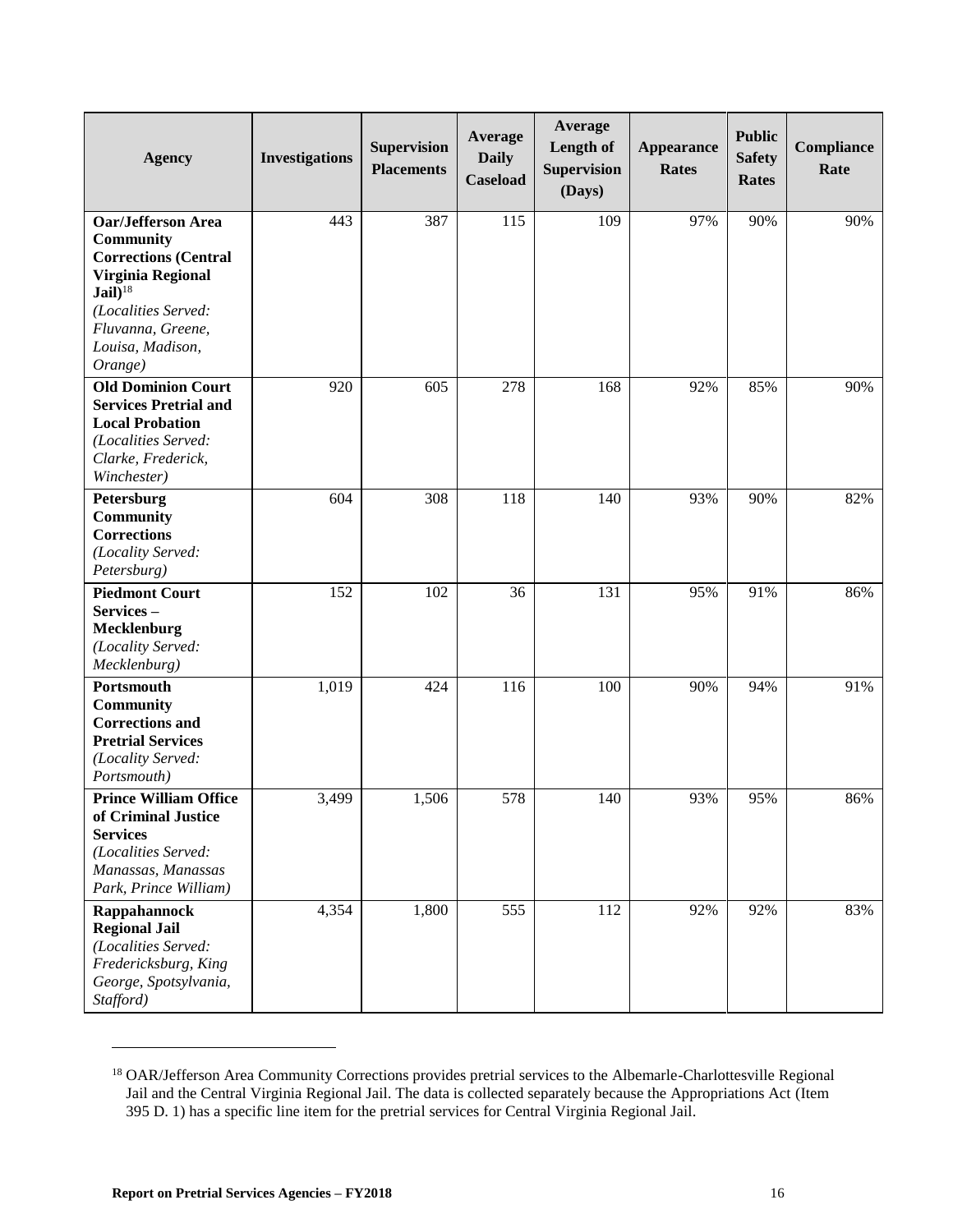| Agency | Investigations | Supervision Placements | Average Daily Caseload | Average Length of Supervision (Days) | Appearance Rates | Public Safety Rates | Compliance Rate |
|---|---|---|---|---|---|---|---|
| **Oar/Jefferson Area Community Corrections (Central Virginia Regional Jail)**[18] *(Localities Served: Fluvanna, Greene, Louisa, Madison, Orange)* | 443 | 387 | 115 | 109 | 97% | 90% | 90% |
| **Old Dominion Court Services Pretrial and Local Probation** *(Localities Served: Clarke, Frederick, Winchester)* | 920 | 605 | 278 | 168 | 92% | 85% | 90% |
| **Petersburg Community Corrections** *(Locality Served: Petersburg)* | 604 | 308 | 118 | 140 | 93% | 90% | 82% |
| **Piedmont Court Services – Mecklenburg** *(Locality Served: Mecklenburg)* | 152 | 102 | 36 | 131 | 95% | 91% | 86% |
| **Portsmouth Community Corrections and Pretrial Services** *(Locality Served: Portsmouth)* | 1,019 | 424 | 116 | 100 | 90% | 94% | 91% |
| **Prince William Office of Criminal Justice Services** *(Localities Served: Manassas, Manassas Park, Prince William)* | 3,499 | 1,506 | 578 | 140 | 93% | 95% | 86% |
| **Rappahannock Regional Jail** *(Localities Served: Fredericksburg, King George, Spotsylvania, Stafford)* | 4,354 | 1,800 | 555 | 112 | 92% | 92% | 83% |

[18] OAR/Jefferson Area Community Corrections provides pretrial services to the Albemarle-Charlottesville Regional Jail and the Central Virginia Regional Jail. The data is collected separately because the Appropriations Act (Item 395 D. 1) has a specific line item for the pretrial services for Central Virginia Regional Jail.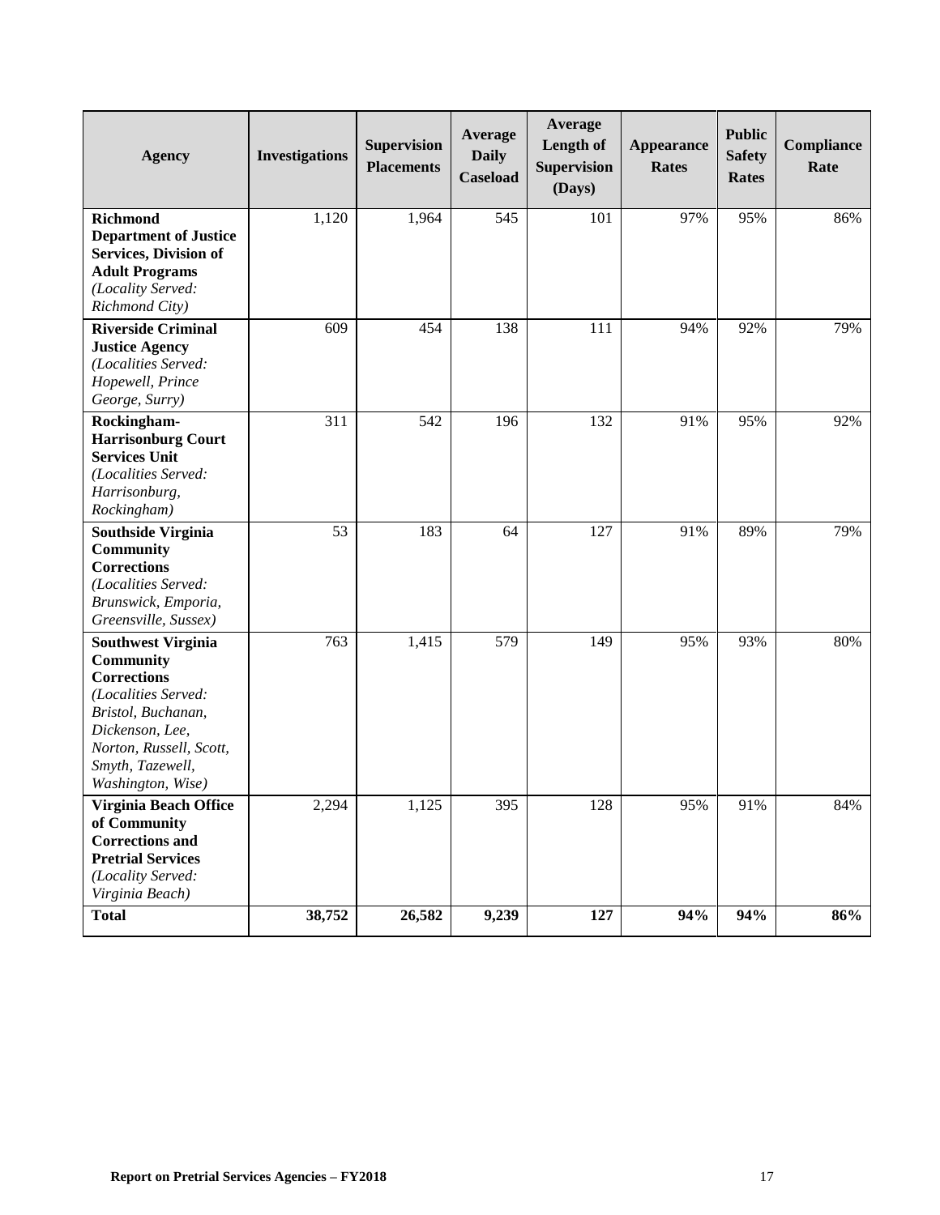| Agency | Investigations | Supervision Placements | Average Daily Caseload | Average Length of Supervision (Days) | Appearance Rates | Public Safety Rates | Compliance Rate |
|---|---|---|---|---|---|---|---|
| **Richmond Department of Justice Services, Division of Adult Programs** *(Locality Served: Richmond City)* | 1,120 | 1,964 | 545 | 101 | 97% | 95% | 86% |
| **Riverside Criminal Justice Agency** *(Localities Served: Hopewell, Prince George, Surry)* | 609 | 454 | 138 | 111 | 94% | 92% | 79% |
| **Rockingham-Harrisonburg Court Services Unit** *(Localities Served: Harrisonburg, Rockingham)* | 311 | 542 | 196 | 132 | 91% | 95% | 92% |
| **Southside Virginia Community Corrections** *(Localities Served: Brunswick, Emporia, Greensville, Sussex)* | 53 | 183 | 64 | 127 | 91% | 89% | 79% |
| **Southwest Virginia Community Corrections** *(Localities Served: Bristol, Buchanan, Dickenson, Lee, Norton, Russell, Scott, Smyth, Tazewell, Washington, Wise)* | 763 | 1,415 | 579 | 149 | 95% | 93% | 80% |
| **Virginia Beach Office of Community Corrections and Pretrial Services** *(Locality Served: Virginia Beach)* | 2,294 | 1,125 | 395 | 128 | 95% | 91% | 84% |
| **Total** | **38,752** | **26,582** | **9,239** | **127** | **94%** | **94%** | **86%** |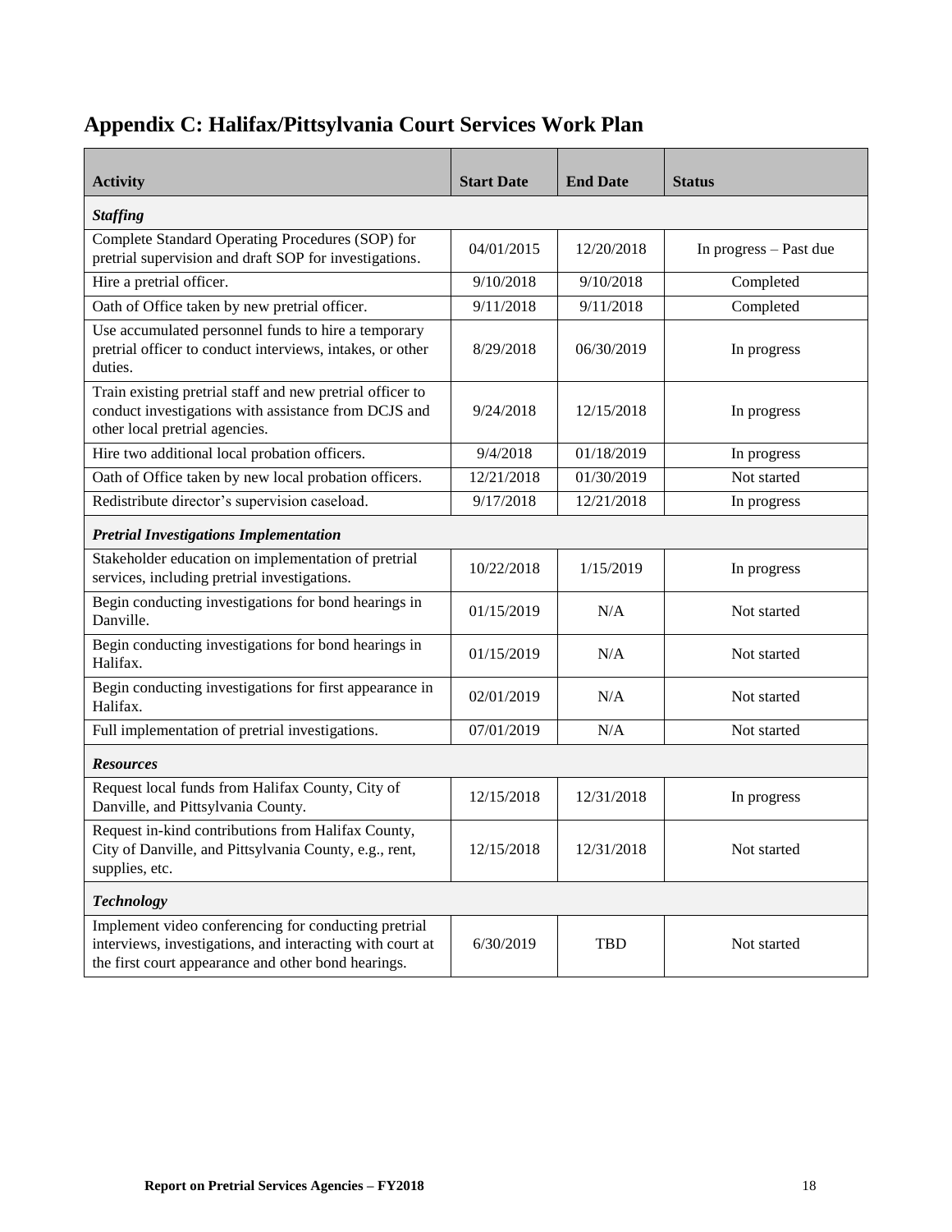## Appendix C: Halifax/Pittsylvania Court Services Work Plan

| Activity | Start Date | End Date | Status |
|---|---|---|---|
| ***Staffing*** | | | |
| Complete Standard Operating Procedures (SOP) for pretrial supervision and draft SOP for investigations. | 04/01/2015 | 12/20/2018 | In progress – Past due |
| Hire a pretrial officer. | 9/10/2018 | 9/10/2018 | Completed |
| Oath of Office taken by new pretrial officer. | 9/11/2018 | 9/11/2018 | Completed |
| Use accumulated personnel funds to hire a temporary pretrial officer to conduct interviews, intakes, or other duties. | 8/29/2018 | 06/30/2019 | In progress |
| Train existing pretrial staff and new pretrial officer to conduct investigations with assistance from DCJS and other local pretrial agencies. | 9/24/2018 | 12/15/2018 | In progress |
| Hire two additional local probation officers. | 9/4/2018 | 01/18/2019 | In progress |
| Oath of Office taken by new local probation officers. | 12/21/2018 | 01/30/2019 | Not started |
| Redistribute director's supervision caseload. | 9/17/2018 | 12/21/2018 | In progress |
| ***Pretrial Investigations Implementation*** | | | |
| Stakeholder education on implementation of pretrial services, including pretrial investigations. | 10/22/2018 | 1/15/2019 | In progress |
| Begin conducting investigations for bond hearings in Danville. | 01/15/2019 | N/A | Not started |
| Begin conducting investigations for bond hearings in Halifax. | 01/15/2019 | N/A | Not started |
| Begin conducting investigations for first appearance in Halifax. | 02/01/2019 | N/A | Not started |
| Full implementation of pretrial investigations. | 07/01/2019 | N/A | Not started |
| ***Resources*** | | | |
| Request local funds from Halifax County, City of Danville, and Pittsylvania County. | 12/15/2018 | 12/31/2018 | In progress |
| Request in-kind contributions from Halifax County, City of Danville, and Pittsylvania County, e.g., rent, supplies, etc. | 12/15/2018 | 12/31/2018 | Not started |
| ***Technology*** | | | |
| Implement video conferencing for conducting pretrial interviews, investigations, and interacting with court at the first court appearance and other bond hearings. | 6/30/2019 | TBD | Not started |